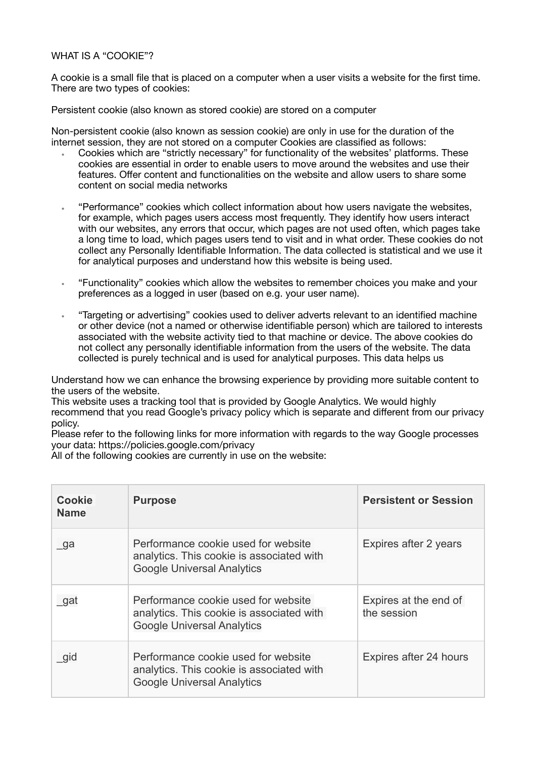# WHAT IS A "COOKIE"?

A cookie is a small file that is placed on a computer when a user visits a website for the first time. There are two types of cookies:

Persistent cookie (also known as stored cookie) are stored on a computer

Non-persistent cookie (also known as session cookie) are only in use for the duration of the internet session, they are not stored on a computer Cookies are classified as follows:

- Cookies which are "strictly necessary" for functionality of the websites' platforms. These cookies are essential in order to enable users to move around the websites and use their features. Offer content and functionalities on the website and allow users to share some content on social media networks
- "Performance" cookies which collect information about how users navigate the websites, for example, which pages users access most frequently. They identify how users interact with our websites, any errors that occur, which pages are not used often, which pages take a long time to load, which pages users tend to visit and in what order. These cookies do not collect any Personally Identifiable Information. The data collected is statistical and we use it for analytical purposes and understand how this website is being used.
- "Functionality" cookies which allow the websites to remember choices you make and your preferences as a logged in user (based on e.g. your user name).
- "Targeting or advertising" cookies used to deliver adverts relevant to an identified machine or other device (not a named or otherwise identifiable person) which are tailored to interests associated with the website activity tied to that machine or device. The above cookies do not collect any personally identifiable information from the users of the website. The data collected is purely technical and is used for analytical purposes. This data helps us

Understand how we can enhance the browsing experience by providing more suitable content to the users of the website.
This website uses a tracking tool that is provided by Google Analytics. We would highly recommend that you read Google's privacy policy which is separate and different from our privacy policy.
Please refer to the following links for more information with regards to the way Google processes your data: https://policies.google.com/privacy
All of the following cookies are currently in use on the website:

| Cookie Name | Purpose | Persistent or Session |
|---|---|---|
| _ga | Performance cookie used for website analytics. This cookie is associated with Google Universal Analytics | Expires after 2 years |
| _gat | Performance cookie used for website analytics. This cookie is associated with Google Universal Analytics | Expires at the end of the session |
| _gid | Performance cookie used for website analytics. This cookie is associated with Google Universal Analytics | Expires after 24 hours |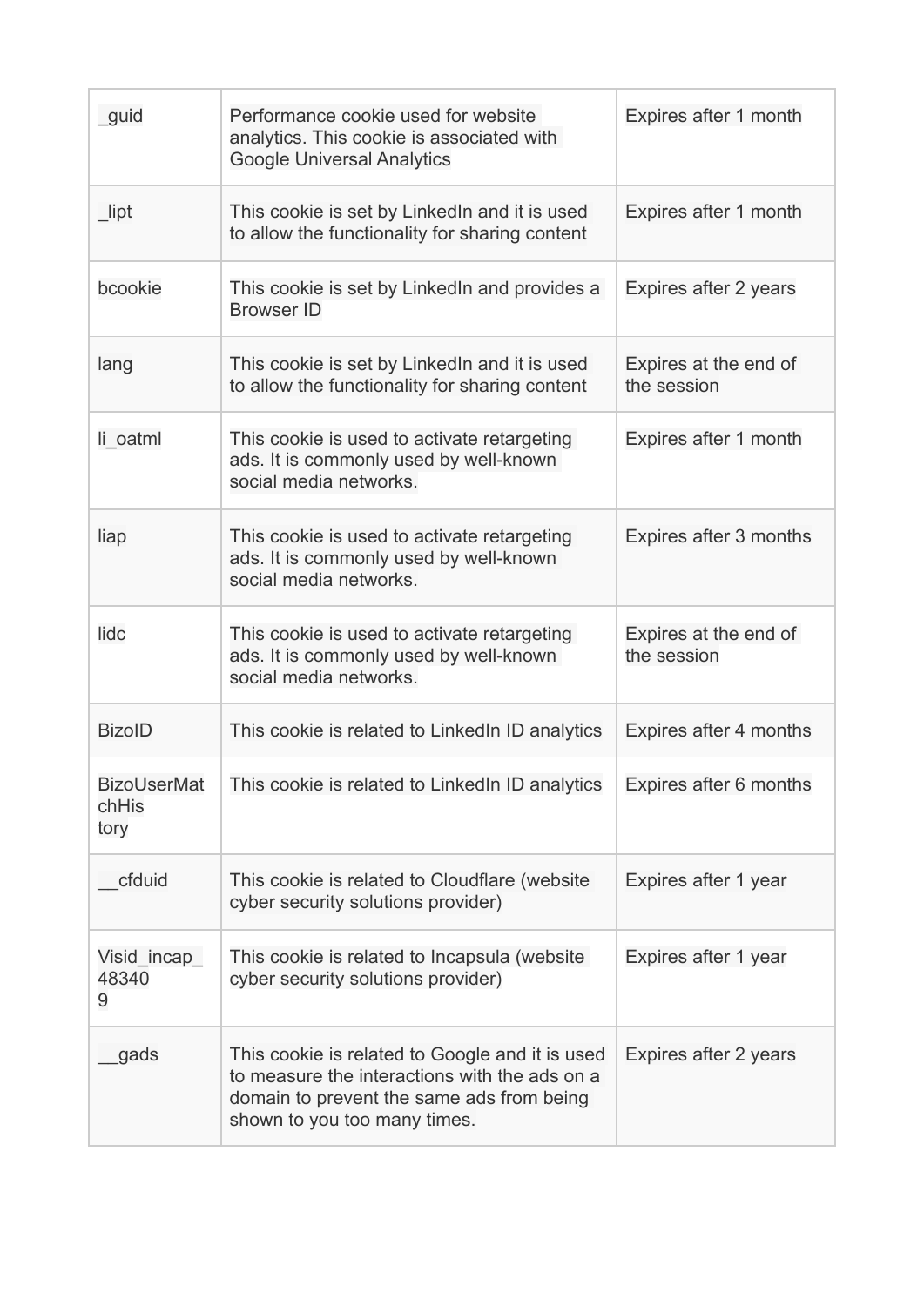| _guid | Performance cookie used for website analytics. This cookie is associated with Google Universal Analytics | Expires after 1 month |
|---|---|---|
| _lipt | This cookie is set by LinkedIn and it is used to allow the functionality for sharing content | Expires after 1 month |
| bcookie | This cookie is set by LinkedIn and provides a Browser ID | Expires after 2 years |
| lang | This cookie is set by LinkedIn and it is used to allow the functionality for sharing content | Expires at the end of the session |
| li_oatml | This cookie is used to activate retargeting ads. It is commonly used by well-known social media networks. | Expires after 1 month |
| liap | This cookie is used to activate retargeting ads. It is commonly used by well-known social media networks. | Expires after 3 months |
| lidc | This cookie is used to activate retargeting ads. It is commonly used by well-known social media networks. | Expires at the end of the session |
| BizoID | This cookie is related to LinkedIn ID analytics | Expires after 4 months |
| BizoUserMatchHistory | This cookie is related to LinkedIn ID analytics | Expires after 6 months |
| __cfduid | This cookie is related to Cloudflare (website cyber security solutions provider) | Expires after 1 year |
| Visid_incap_483409 | This cookie is related to Incapsula (website cyber security solutions provider) | Expires after 1 year |
| __gads | This cookie is related to Google and it is used to measure the interactions with the ads on a domain to prevent the same ads from being shown to you too many times. | Expires after 2 years |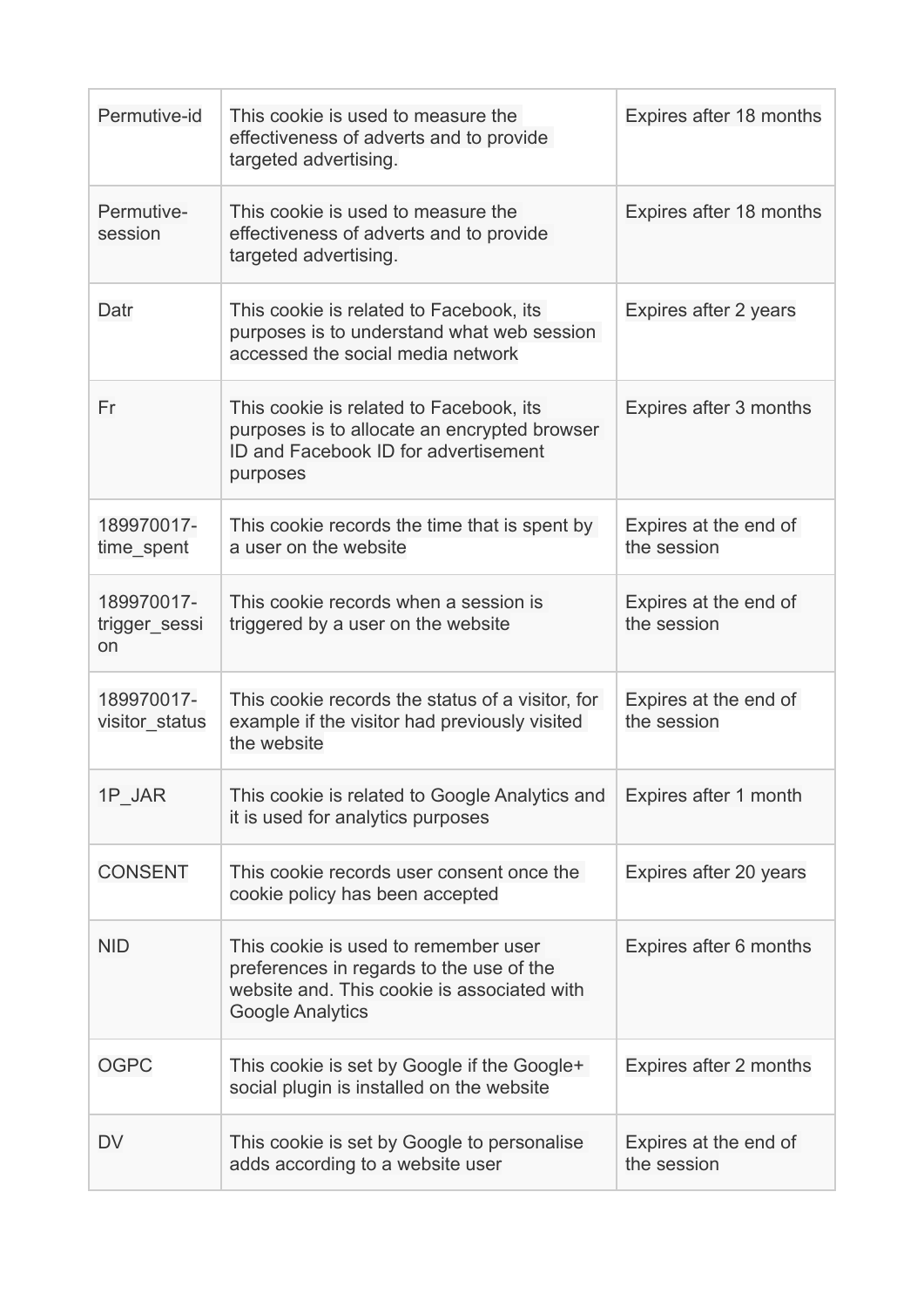| | | |
|---|---|---|
| Permutive-id | This cookie is used to measure the effectiveness of adverts and to provide targeted advertising. | Expires after 18 months |
| Permutive-session | This cookie is used to measure the effectiveness of adverts and to provide targeted advertising. | Expires after 18 months |
| Datr | This cookie is related to Facebook, its purposes is to understand what web session accessed the social media network | Expires after 2 years |
| Fr | This cookie is related to Facebook, its purposes is to allocate an encrypted browser ID and Facebook ID for advertisement purposes | Expires after 3 months |
| 189970017-time_spent | This cookie records the time that is spent by a user on the website | Expires at the end of the session |
| 189970017-trigger_session | This cookie records when a session is triggered by a user on the website | Expires at the end of the session |
| 189970017-visitor_status | This cookie records the status of a visitor, for example if the visitor had previously visited the website | Expires at the end of the session |
| 1P_JAR | This cookie is related to Google Analytics and it is used for analytics purposes | Expires after 1 month |
| CONSENT | This cookie records user consent once the cookie policy has been accepted | Expires after 20 years |
| NID | This cookie is used to remember user preferences in regards to the use of the website and. This cookie is associated with Google Analytics | Expires after 6 months |
| OGPC | This cookie is set by Google if the Google+ social plugin is installed on the website | Expires after 2 months |
| DV | This cookie is set by Google to personalise adds according to a website user | Expires at the end of the session |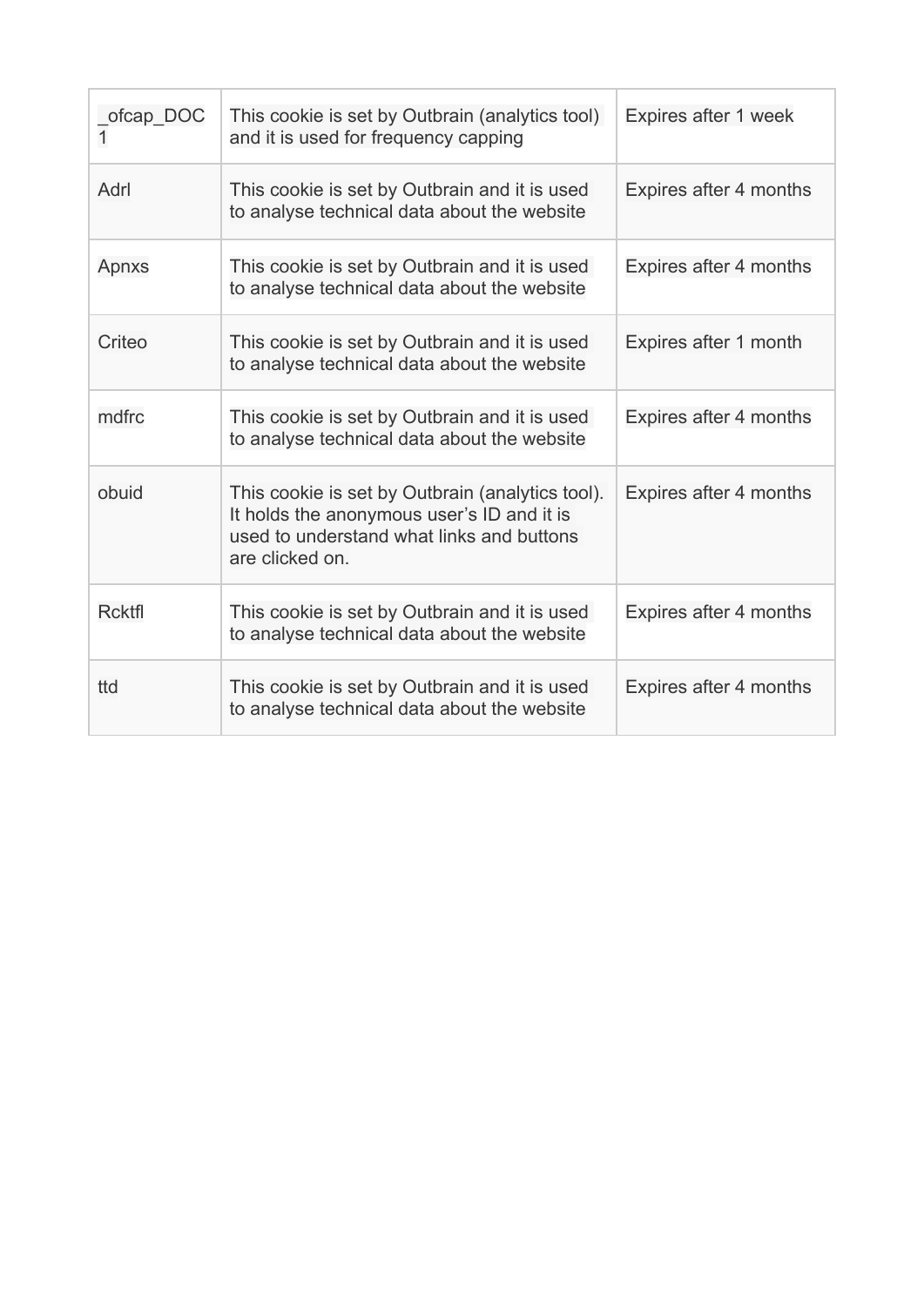| | | |
|---|---|---|
| _ofcap_DOC1 | This cookie is set by Outbrain (analytics tool) and it is used for frequency capping | Expires after 1 week |
| Adrl | This cookie is set by Outbrain and it is used to analyse technical data about the website | Expires after 4 months |
| Apnxs | This cookie is set by Outbrain and it is used to analyse technical data about the website | Expires after 4 months |
| Criteo | This cookie is set by Outbrain and it is used to analyse technical data about the website | Expires after 1 month |
| mdfrc | This cookie is set by Outbrain and it is used to analyse technical data about the website | Expires after 4 months |
| obuid | This cookie is set by Outbrain (analytics tool). It holds the anonymous user's ID and it is used to understand what links and buttons are clicked on. | Expires after 4 months |
| Rcktfl | This cookie is set by Outbrain and it is used to analyse technical data about the website | Expires after 4 months |
| ttd | This cookie is set by Outbrain and it is used to analyse technical data about the website | Expires after 4 months |